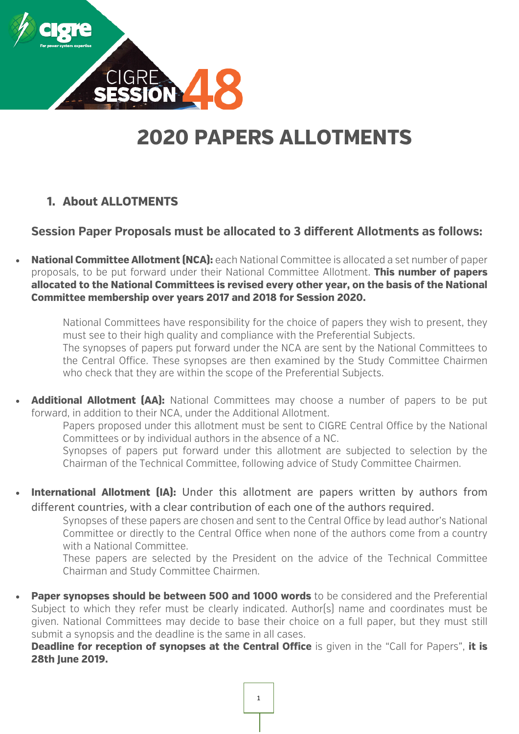# 2020 PAPERS ALLOTMENTS

## 1. About ALLOTMENTS

### Session Paper Proposals must be allocated to 3 different Allotments as follows:

- **National Committee Allotment (NCA):** each National Committee is allocated a set number of paper proposals, to be put forward under their National Committee Allotment. **This number of papers allocated to the National Committees is revised every other year, on the basis of the National Committee membership over years 2017 and 2018 for Session 2020.**

  National Committees have responsibility for the choice of papers they wish to present, they must see to their high quality and compliance with the Preferential Subjects.
  The synopses of papers put forward under the NCA are sent by the National Committees to the Central Office. These synopses are then examined by the Study Committee Chairmen who check that they are within the scope of the Preferential Subjects.

- **Additional Allotment (AA):** National Committees may choose a number of papers to be put forward, in addition to their NCA, under the Additional Allotment.
  Papers proposed under this allotment must be sent to CIGRE Central Office by the National Committees or by individual authors in the absence of a NC.
  Synopses of papers put forward under this allotment are subjected to selection by the Chairman of the Technical Committee, following advice of Study Committee Chairmen.

- **International Allotment (IA):** Under this allotment are papers written by authors from different countries, with a clear contribution of each one of the authors required.
  Synopses of these papers are chosen and sent to the Central Office by lead author's National Committee or directly to the Central Office when none of the authors come from a country with a National Committee.
  These papers are selected by the President on the advice of the Technical Committee Chairman and Study Committee Chairmen.

- **Paper synopses should be between 500 and 1000 words** to be considered and the Preferential Subject to which they refer must be clearly indicated. Author(s) name and coordinates must be given. National Committees may decide to base their choice on a full paper, but they must still submit a synopsis and the deadline is the same in all cases.
  **Deadline for reception of synopses at the Central Office** is given in the "Call for Papers", **it is 28th June 2019.**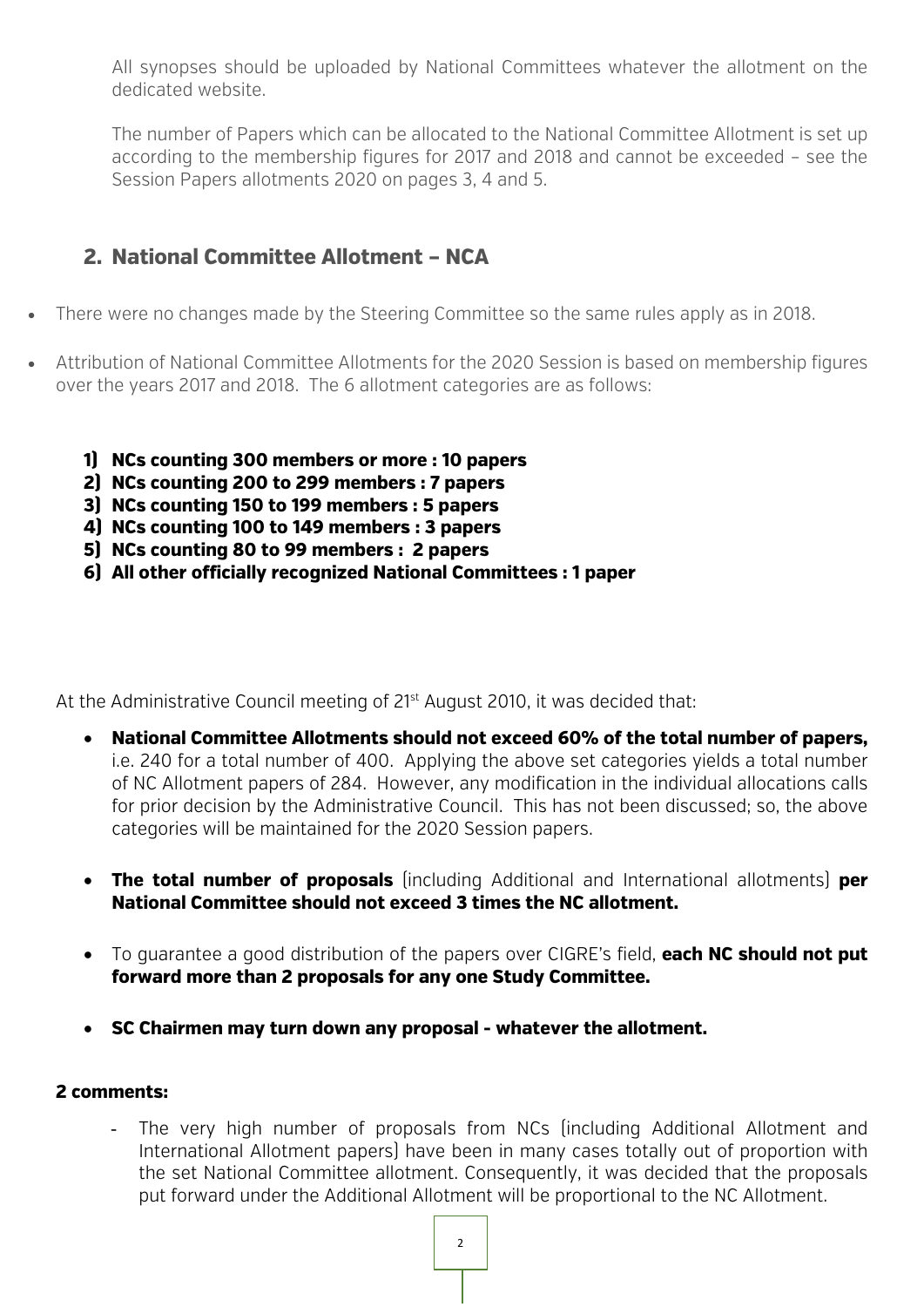All synopses should be uploaded by National Committees whatever the allotment on the dedicated website.

The number of Papers which can be allocated to the National Committee Allotment is set up according to the membership figures for 2017 and 2018 and cannot be exceeded – see the Session Papers allotments 2020 on pages 3, 4 and 5.

## 2. National Committee Allotment – NCA

- There were no changes made by the Steering Committee so the same rules apply as in 2018.
- Attribution of National Committee Allotments for the 2020 Session is based on membership figures over the years 2017 and 2018. The 6 allotment categories are as follows:

  1) **NCs counting 300 members or more : 10 papers**
  2) **NCs counting 200 to 299 members : 7 papers**
  3) **NCs counting 150 to 199 members : 5 papers**
  4) **NCs counting 100 to 149 members : 3 papers**
  5) **NCs counting 80 to 99 members : 2 papers**
  6) **All other officially recognized National Committees : 1 paper**

At the Administrative Council meeting of 21st August 2010, it was decided that:

- **National Committee Allotments should not exceed 60% of the total number of papers,** i.e. 240 for a total number of 400. Applying the above set categories yields a total number of NC Allotment papers of 284. However, any modification in the individual allocations calls for prior decision by the Administrative Council. This has not been discussed; so, the above categories will be maintained for the 2020 Session papers.
- **The total number of proposals** (including Additional and International allotments) **per National Committee should not exceed 3 times the NC allotment.**
- To guarantee a good distribution of the papers over CIGRE's field, **each NC should not put forward more than 2 proposals for any one Study Committee.**
- **SC Chairmen may turn down any proposal - whatever the allotment.**

**2 comments:**

- The very high number of proposals from NCs (including Additional Allotment and International Allotment papers) have been in many cases totally out of proportion with the set National Committee allotment. Consequently, it was decided that the proposals put forward under the Additional Allotment will be proportional to the NC Allotment.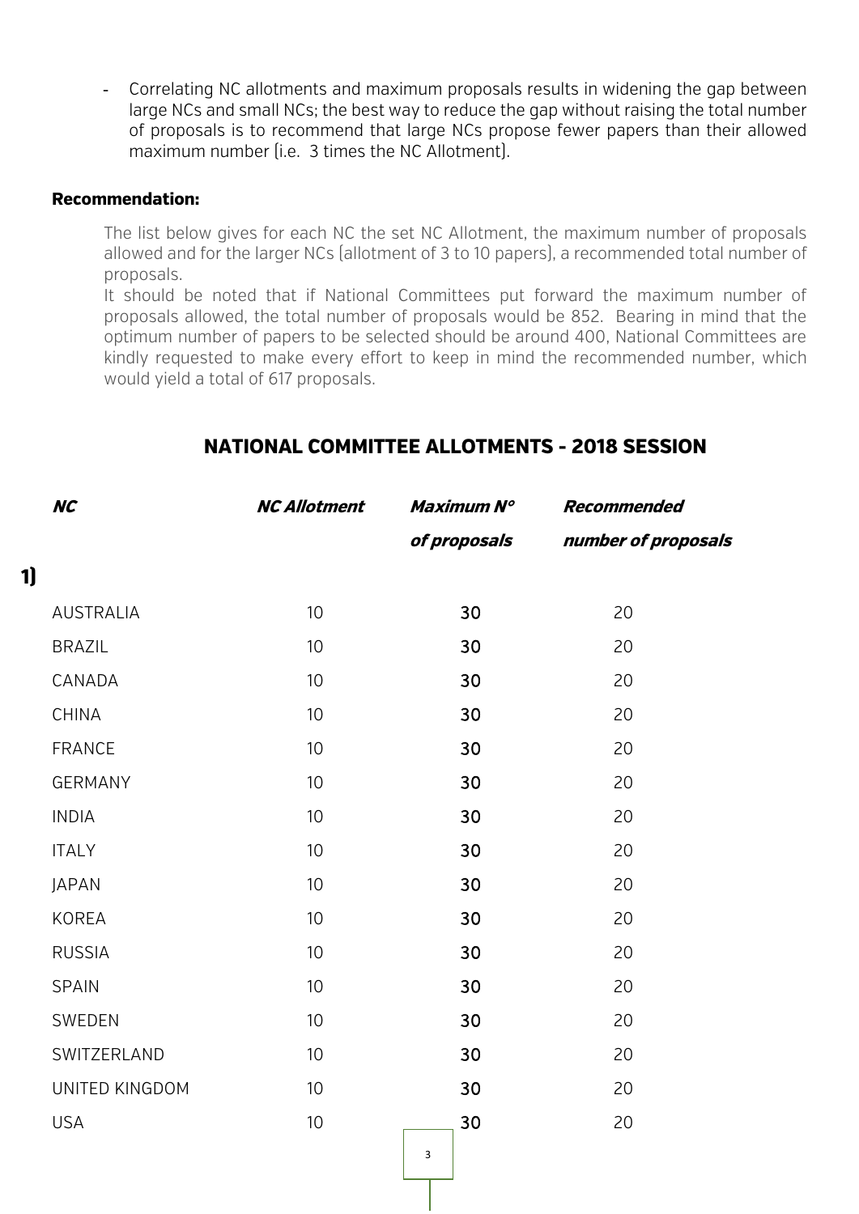- Correlating NC allotments and maximum proposals results in widening the gap between large NCs and small NCs; the best way to reduce the gap without raising the total number of proposals is to recommend that large NCs propose fewer papers than their allowed maximum number (i.e. 3 times the NC Allotment).

**Recommendation:**

The list below gives for each NC the set NC Allotment, the maximum number of proposals allowed and for the larger NCs (allotment of 3 to 10 papers), a recommended total number of proposals.

It should be noted that if National Committees put forward the maximum number of proposals allowed, the total number of proposals would be 852. Bearing in mind that the optimum number of papers to be selected should be around 400, National Committees are kindly requested to make every effort to keep in mind the recommended number, which would yield a total of 617 proposals.

## NATIONAL COMMITTEE ALLOTMENTS - 2018 SESSION

| *NC* | *NC Allotment* | *Maximum N° of proposals* | *Recommended number of proposals* |
|---|---|---|---|
| **1)** | | | |
| AUSTRALIA | 10 | 30 | 20 |
| BRAZIL | 10 | 30 | 20 |
| CANADA | 10 | 30 | 20 |
| CHINA | 10 | 30 | 20 |
| FRANCE | 10 | 30 | 20 |
| GERMANY | 10 | 30 | 20 |
| INDIA | 10 | 30 | 20 |
| ITALY | 10 | 30 | 20 |
| JAPAN | 10 | 30 | 20 |
| KOREA | 10 | 30 | 20 |
| RUSSIA | 10 | 30 | 20 |
| SPAIN | 10 | 30 | 20 |
| SWEDEN | 10 | 30 | 20 |
| SWITZERLAND | 10 | 30 | 20 |
| UNITED KINGDOM | 10 | 30 | 20 |
| USA | 10 | 30 | 20 |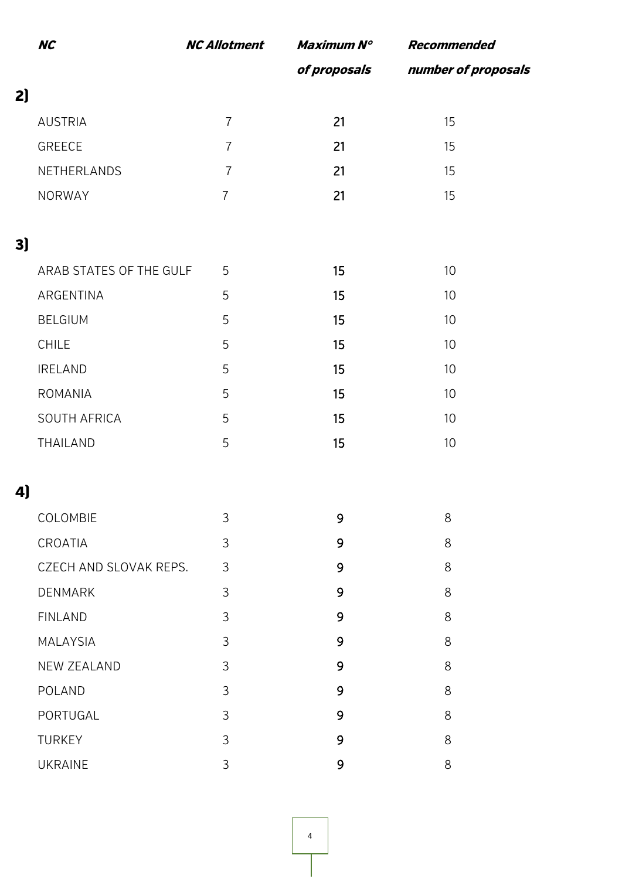| NC | NC Allotment | Maximum N° of proposals | Recommended number of proposals |
|---|---|---|---|
| **2)** | | | |
| AUSTRIA | 7 | 21 | 15 |
| GREECE | 7 | 21 | 15 |
| NETHERLANDS | 7 | 21 | 15 |
| NORWAY | 7 | 21 | 15 |
| **3)** | | | |
| ARAB STATES OF THE GULF | 5 | 15 | 10 |
| ARGENTINA | 5 | 15 | 10 |
| BELGIUM | 5 | 15 | 10 |
| CHILE | 5 | 15 | 10 |
| IRELAND | 5 | 15 | 10 |
| ROMANIA | 5 | 15 | 10 |
| SOUTH AFRICA | 5 | 15 | 10 |
| THAILAND | 5 | 15 | 10 |
| **4)** | | | |
| COLOMBIE | 3 | 9 | 8 |
| CROATIA | 3 | 9 | 8 |
| CZECH AND SLOVAK REPS. | 3 | 9 | 8 |
| DENMARK | 3 | 9 | 8 |
| FINLAND | 3 | 9 | 8 |
| MALAYSIA | 3 | 9 | 8 |
| NEW ZEALAND | 3 | 9 | 8 |
| POLAND | 3 | 9 | 8 |
| PORTUGAL | 3 | 9 | 8 |
| TURKEY | 3 | 9 | 8 |
| UKRAINE | 3 | 9 | 8 |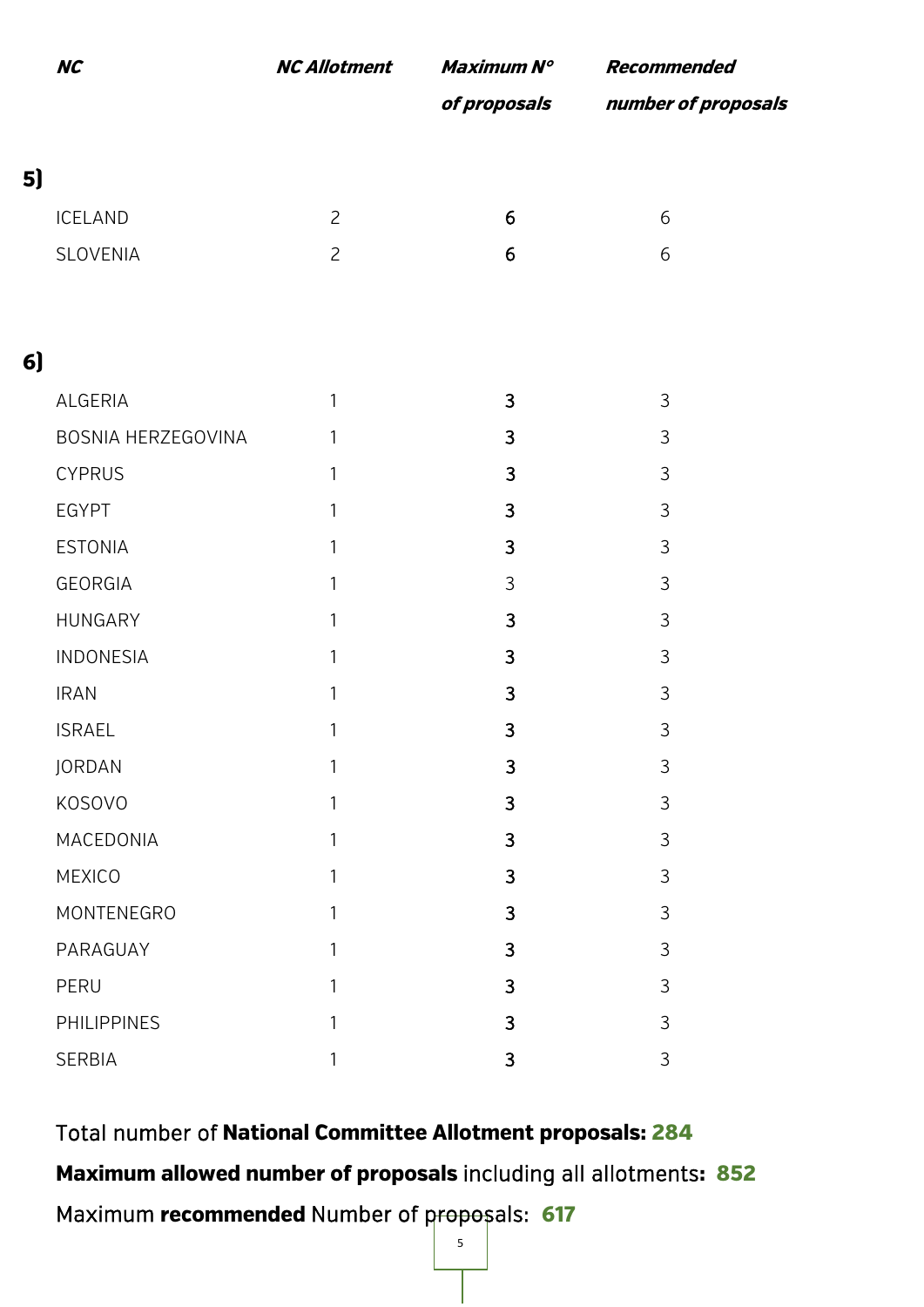| *NC* | *NC Allotment* | *Maximum N° of proposals* | *Recommended number of proposals* |
|---|---|---|---|
| **5)** | | | |
| ICELAND | 2 | 6 | 6 |
| SLOVENIA | 2 | 6 | 6 |
| **6)** | | | |
| ALGERIA | 1 | 3 | 3 |
| BOSNIA HERZEGOVINA | 1 | 3 | 3 |
| CYPRUS | 1 | 3 | 3 |
| EGYPT | 1 | 3 | 3 |
| ESTONIA | 1 | 3 | 3 |
| GEORGIA | 1 | 3 | 3 |
| HUNGARY | 1 | 3 | 3 |
| INDONESIA | 1 | 3 | 3 |
| IRAN | 1 | 3 | 3 |
| ISRAEL | 1 | 3 | 3 |
| JORDAN | 1 | 3 | 3 |
| KOSOVO | 1 | 3 | 3 |
| MACEDONIA | 1 | 3 | 3 |
| MEXICO | 1 | 3 | 3 |
| MONTENEGRO | 1 | 3 | 3 |
| PARAGUAY | 1 | 3 | 3 |
| PERU | 1 | 3 | 3 |
| PHILIPPINES | 1 | 3 | 3 |
| SERBIA | 1 | 3 | 3 |

Total number of **National Committee Allotment proposals: 284**

**Maximum allowed number of proposals** including all allotments**: 852**

Maximum **recommended** Number of proposals: **617**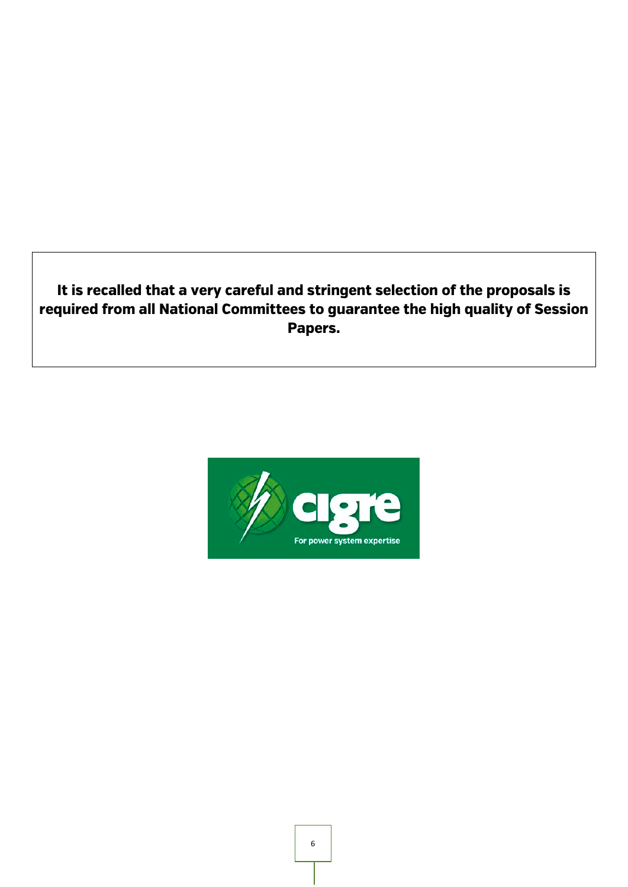**It is recalled that a very careful and stringent selection of the proposals is required from all National Committees to guarantee the high quality of Session Papers.**